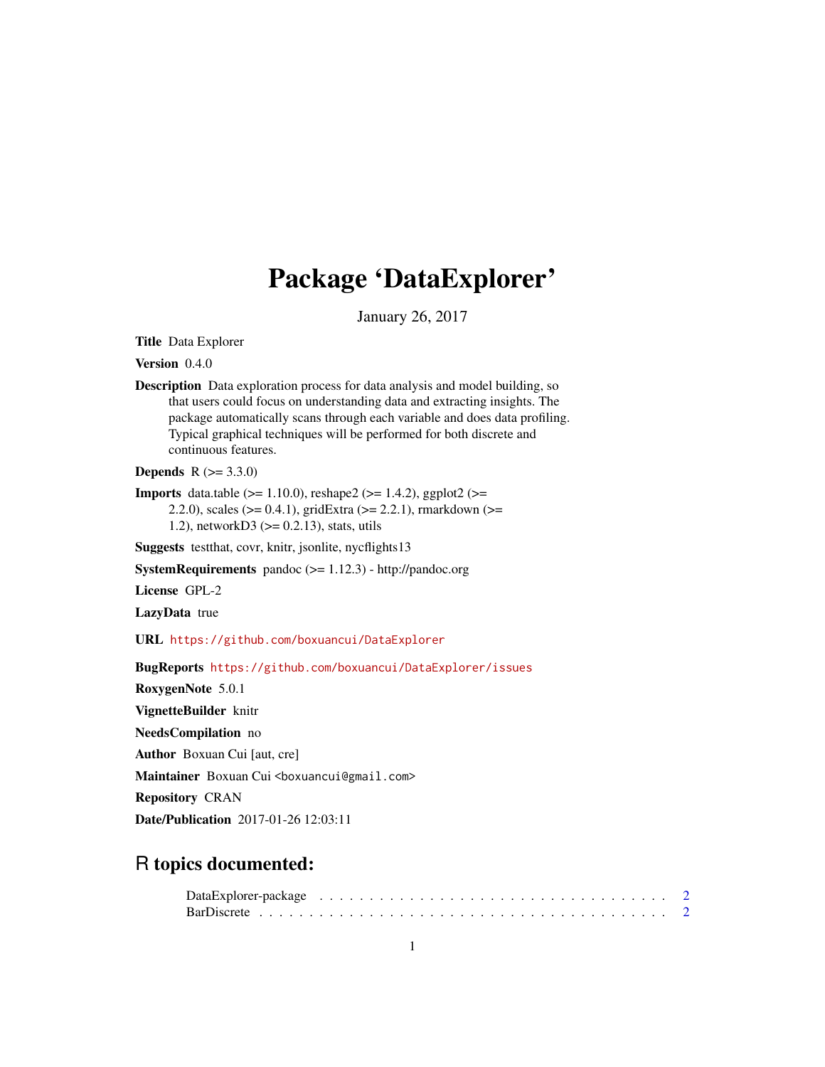# Package 'DataExplorer'

January 26, 2017

**Title** Data Explorer

**Version** 0.4.0

**Description** Data exploration process for data analysis and model building, so that users could focus on understanding data and extracting insights. The package automatically scans through each variable and does data profiling. Typical graphical techniques will be performed for both discrete and continuous features.

**Depends** R (>= 3.3.0)

**Imports** data.table (>= 1.10.0), reshape2 (>= 1.4.2), ggplot2 (>= 2.2.0), scales (>= 0.4.1), gridExtra (>= 2.2.1), rmarkdown (>= 1.2), networkD3 (>= 0.2.13), stats, utils

**Suggests** testthat, covr, knitr, jsonlite, nycflights13

**SystemRequirements** pandoc (>= 1.12.3) - http://pandoc.org

**License** GPL-2

**LazyData** true

**URL** https://github.com/boxuancui/DataExplorer

**BugReports** https://github.com/boxuancui/DataExplorer/issues

**RoxygenNote** 5.0.1

**VignetteBuilder** knitr

**NeedsCompilation** no

**Author** Boxuan Cui [aut, cre]

**Maintainer** Boxuan Cui <boxuancui@gmail.com>

**Repository** CRAN

**Date/Publication** 2017-01-26 12:03:11

## R topics documented:

DataExplorer-package . . . . . . . . . . . . . . . . . . . . . . . . . . . . . . . . . 2
BarDiscrete . . . . . . . . . . . . . . . . . . . . . . . . . . . . . . . . . . . . . . . 2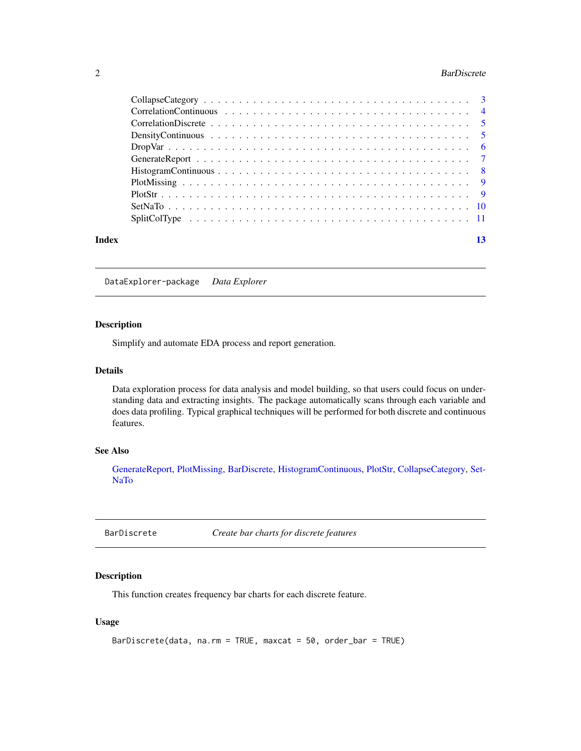CollapseCategory . . . . . . . . . . . . . . . . . . . . . . . . . . . . . . . . . . . . . 3
CorrelationContinuous . . . . . . . . . . . . . . . . . . . . . . . . . . . . . . . . . . . 4
CorrelationDiscrete . . . . . . . . . . . . . . . . . . . . . . . . . . . . . . . . . . . . . 5
DensityContinuous . . . . . . . . . . . . . . . . . . . . . . . . . . . . . . . . . . . . . 5
DropVar . . . . . . . . . . . . . . . . . . . . . . . . . . . . . . . . . . . . . . . . . . 6
GenerateReport . . . . . . . . . . . . . . . . . . . . . . . . . . . . . . . . . . . . . . 7
HistogramContinuous . . . . . . . . . . . . . . . . . . . . . . . . . . . . . . . . . . . 8
PlotMissing . . . . . . . . . . . . . . . . . . . . . . . . . . . . . . . . . . . . . . . . 9
PlotStr . . . . . . . . . . . . . . . . . . . . . . . . . . . . . . . . . . . . . . . . . . 9
SetNaTo . . . . . . . . . . . . . . . . . . . . . . . . . . . . . . . . . . . . . . . . . . 10
SplitColType . . . . . . . . . . . . . . . . . . . . . . . . . . . . . . . . . . . . . . . 11

**Index** **13**

---

## `DataExplorer-package` *Data Explorer*

---

### Description

Simplify and automate EDA process and report generation.

### Details

Data exploration process for data analysis and model building, so that users could focus on understanding data and extracting insights. The package automatically scans through each variable and does data profiling. Typical graphical techniques will be performed for both discrete and continuous features.

### See Also

GenerateReport, PlotMissing, BarDiscrete, HistogramContinuous, PlotStr, CollapseCategory, SetNaTo

---

## `BarDiscrete` *Create bar charts for discrete features*

---

### Description

This function creates frequency bar charts for each discrete feature.

### Usage

```
BarDiscrete(data, na.rm = TRUE, maxcat = 50, order_bar = TRUE)
```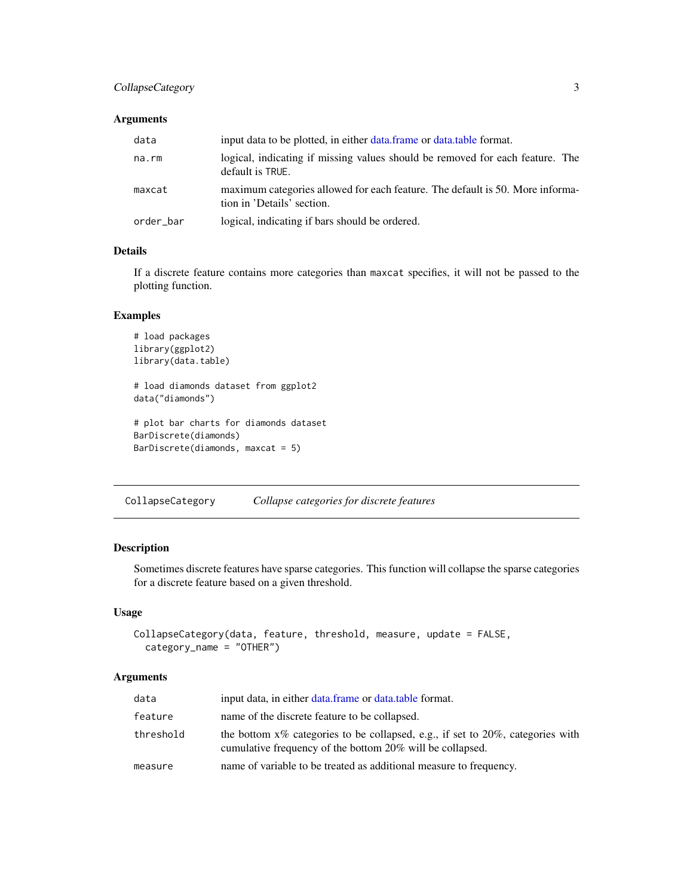### Arguments

| | |
|---|---|
| `data` | input data to be plotted, in either data.frame or data.table format. |
| `na.rm` | logical, indicating if missing values should be removed for each feature. The default is `TRUE`. |
| `maxcat` | maximum categories allowed for each feature. The default is 50. More information in 'Details' section. |
| `order_bar` | logical, indicating if bars should be ordered. |

### Details

If a discrete feature contains more categories than `maxcat` specifies, it will not be passed to the plotting function.

### Examples

```
# load packages
library(ggplot2)
library(data.table)

# load diamonds dataset from ggplot2
data("diamonds")

# plot bar charts for diamonds dataset
BarDiscrete(diamonds)
BarDiscrete(diamonds, maxcat = 5)
```

---

## `CollapseCategory` *Collapse categories for discrete features*

---

### Description

Sometimes discrete features have sparse categories. This function will collapse the sparse categories for a discrete feature based on a given threshold.

### Usage

```
CollapseCategory(data, feature, threshold, measure, update = FALSE,
  category_name = "OTHER")
```

### Arguments

| | |
|---|---|
| `data` | input data, in either data.frame or data.table format. |
| `feature` | name of the discrete feature to be collapsed. |
| `threshold` | the bottom x% categories to be collapsed, e.g., if set to 20%, categories with cumulative frequency of the bottom 20% will be collapsed. |
| `measure` | name of variable to be treated as additional measure to frequency. |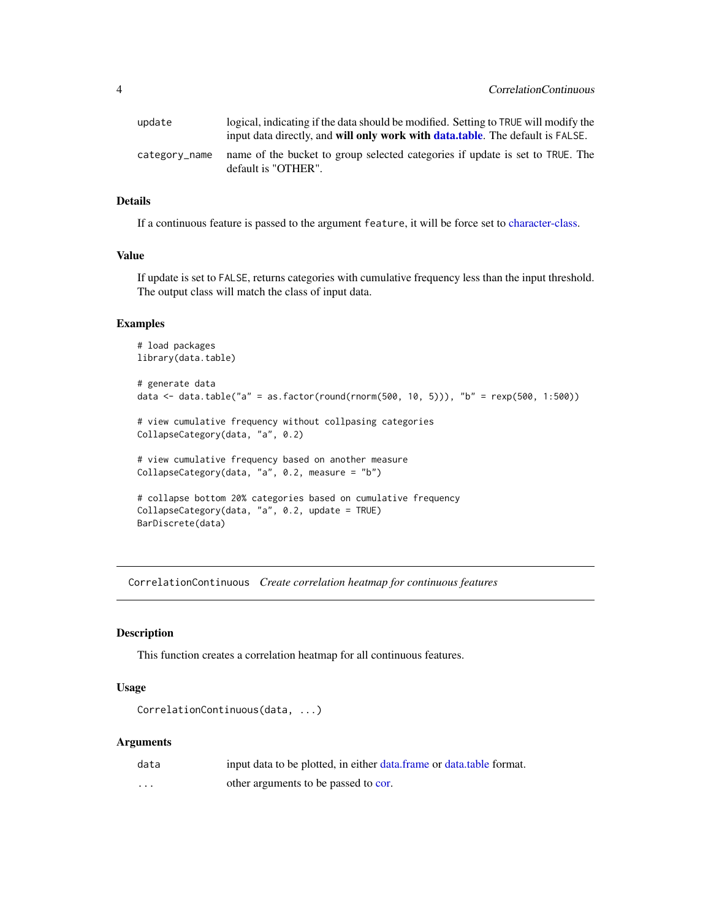| | |
|---|---|
| update | logical, indicating if the data should be modified. Setting to TRUE will modify the input data directly, and **will only work with data.table**. The default is FALSE. |
| category_name | name of the bucket to group selected categories if update is set to TRUE. The default is "OTHER". |

### Details

If a continuous feature is passed to the argument feature, it will be force set to character-class.

### Value

If update is set to FALSE, returns categories with cumulative frequency less than the input threshold. The output class will match the class of input data.

### Examples

```
# load packages
library(data.table)

# generate data
data <- data.table("a" = as.factor(round(rnorm(500, 10, 5))), "b" = rexp(500, 1:500))

# view cumulative frequency without collpasing categories
CollapseCategory(data, "a", 0.2)

# view cumulative frequency based on another measure
CollapseCategory(data, "a", 0.2, measure = "b")

# collapse bottom 20% categories based on cumulative frequency
CollapseCategory(data, "a", 0.2, update = TRUE)
BarDiscrete(data)
```

---

## CorrelationContinuous *Create correlation heatmap for continuous features*

---

### Description

This function creates a correlation heatmap for all continuous features.

### Usage

```
CorrelationContinuous(data, ...)
```

### Arguments

| | |
|---|---|
| data | input data to be plotted, in either data.frame or data.table format. |
| ... | other arguments to be passed to cor. |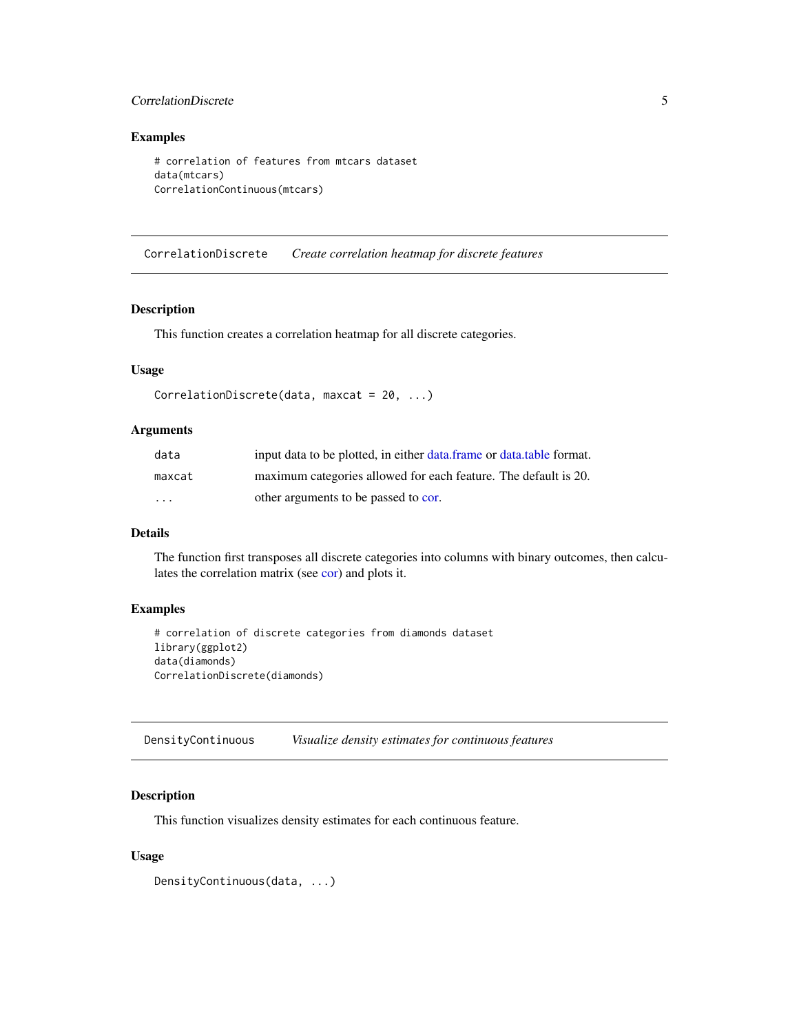## Examples

```
# correlation of features from mtcars dataset
data(mtcars)
CorrelationContinuous(mtcars)
```

---

# CorrelationDiscrete *Create correlation heatmap for discrete features*

## Description

This function creates a correlation heatmap for all discrete categories.

## Usage

```
CorrelationDiscrete(data, maxcat = 20, ...)
```

## Arguments

| | |
|---|---|
| data | input data to be plotted, in either data.frame or data.table format. |
| maxcat | maximum categories allowed for each feature. The default is 20. |
| ... | other arguments to be passed to cor. |

## Details

The function first transposes all discrete categories into columns with binary outcomes, then calculates the correlation matrix (see cor) and plots it.

## Examples

```
# correlation of discrete categories from diamonds dataset
library(ggplot2)
data(diamonds)
CorrelationDiscrete(diamonds)
```

---

# DensityContinuous *Visualize density estimates for continuous features*

## Description

This function visualizes density estimates for each continuous feature.

## Usage

```
DensityContinuous(data, ...)
```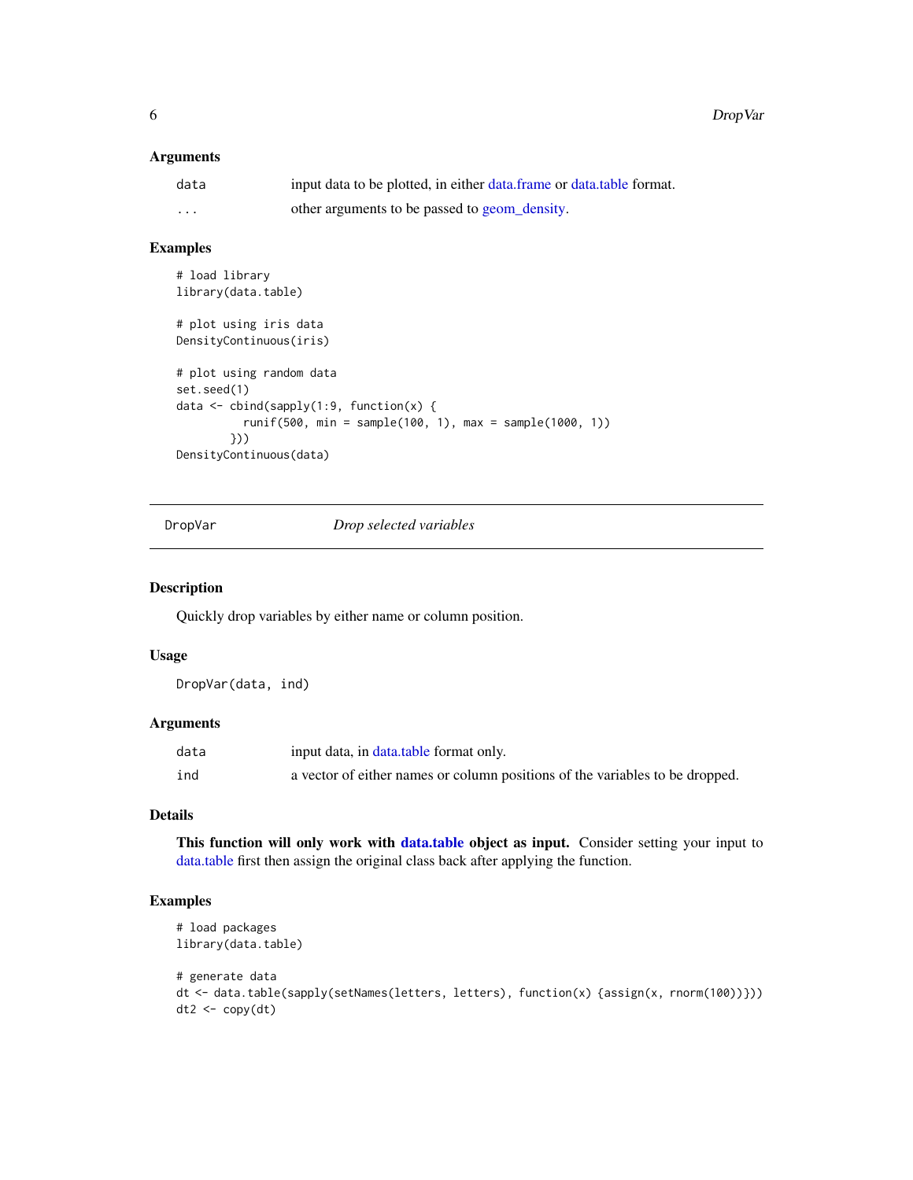### Arguments

| | |
|---|---|
| data | input data to be plotted, in either data.frame or data.table format. |
| ... | other arguments to be passed to geom_density. |

### Examples

```
# load library
library(data.table)

# plot using iris data
DensityContinuous(iris)

# plot using random data
set.seed(1)
data <- cbind(sapply(1:9, function(x) {
          runif(500, min = sample(100, 1), max = sample(1000, 1))
        }))
DensityContinuous(data)
```

---

## DropVar — *Drop selected variables*

---

### Description

Quickly drop variables by either name or column position.

### Usage

```
DropVar(data, ind)
```

### Arguments

| | |
|---|---|
| data | input data, in data.table format only. |
| ind | a vector of either names or column positions of the variables to be dropped. |

### Details

**This function will only work with data.table object as input.** Consider setting your input to data.table first then assign the original class back after applying the function.

### Examples

```
# load packages
library(data.table)

# generate data
dt <- data.table(sapply(setNames(letters, letters), function(x) {assign(x, rnorm(100))}))
dt2 <- copy(dt)
```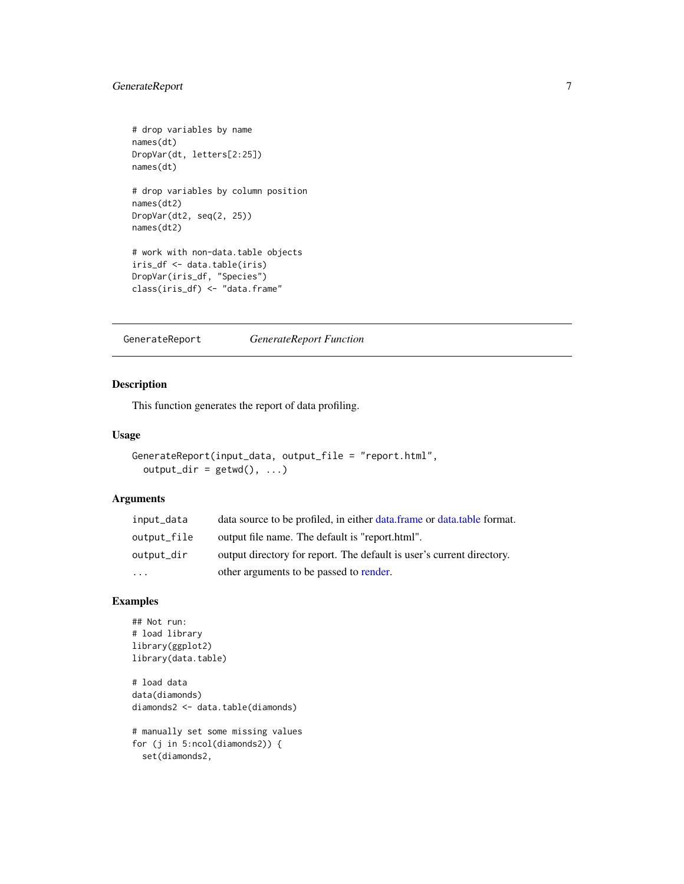```
# drop variables by name
names(dt)
DropVar(dt, letters[2:25])
names(dt)

# drop variables by column position
names(dt2)
DropVar(dt2, seq(2, 25))
names(dt2)

# work with non-data.table objects
iris_df <- data.table(iris)
DropVar(iris_df, "Species")
class(iris_df) <- "data.frame"
```

---

## GenerateReport — *GenerateReport Function*

### Description

This function generates the report of data profiling.

### Usage

```
GenerateReport(input_data, output_file = "report.html",
  output_dir = getwd(), ...)
```

### Arguments

| | |
|---|---|
| `input_data` | data source to be profiled, in either data.frame or data.table format. |
| `output_file` | output file name. The default is "report.html". |
| `output_dir` | output directory for report. The default is user's current directory. |
| `...` | other arguments to be passed to render. |

### Examples

```
## Not run:
# load library
library(ggplot2)
library(data.table)

# load data
data(diamonds)
diamonds2 <- data.table(diamonds)

# manually set some missing values
for (j in 5:ncol(diamonds2)) {
  set(diamonds2,
```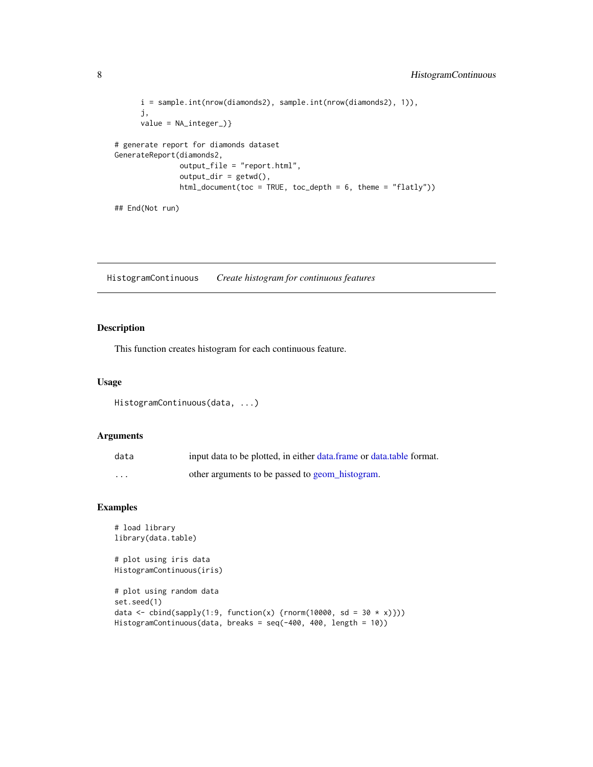```
      i = sample.int(nrow(diamonds2), sample.int(nrow(diamonds2), 1)),
      j,
      value = NA_integer_)}

# generate report for diamonds dataset
GenerateReport(diamonds2,
               output_file = "report.html",
               output_dir = getwd(),
               html_document(toc = TRUE, toc_depth = 6, theme = "flatly"))

## End(Not run)
```

---

## HistogramContinuous *Create histogram for continuous features*

---

### Description

This function creates histogram for each continuous feature.

### Usage

```
HistogramContinuous(data, ...)
```

### Arguments

| | |
|---|---|
| data | input data to be plotted, in either data.frame or data.table format. |
| ... | other arguments to be passed to geom_histogram. |

### Examples

```
# load library
library(data.table)

# plot using iris data
HistogramContinuous(iris)

# plot using random data
set.seed(1)
data <- cbind(sapply(1:9, function(x) {rnorm(10000, sd = 30 * x)}))
HistogramContinuous(data, breaks = seq(-400, 400, length = 10))
```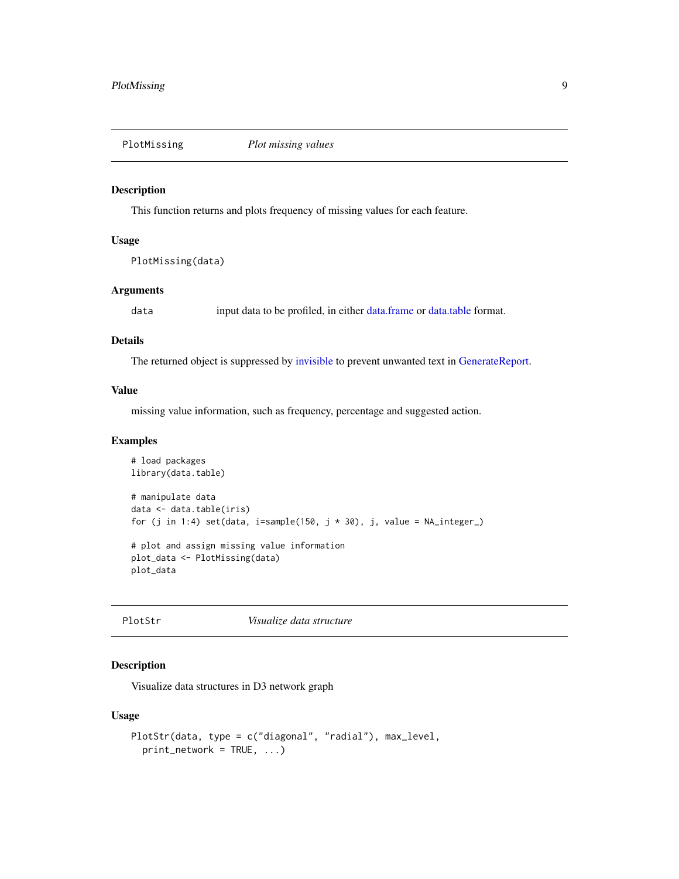## PlotMissing *Plot missing values*

### Description

This function returns and plots frequency of missing values for each feature.

### Usage

```
PlotMissing(data)
```

### Arguments

| | |
|---|---|
| data | input data to be profiled, in either data.frame or data.table format. |

### Details

The returned object is suppressed by invisible to prevent unwanted text in GenerateReport.

### Value

missing value information, such as frequency, percentage and suggested action.

### Examples

```
# load packages
library(data.table)

# manipulate data
data <- data.table(iris)
for (j in 1:4) set(data, i=sample(150, j * 30), j, value = NA_integer_)

# plot and assign missing value information
plot_data <- PlotMissing(data)
plot_data
```

## PlotStr *Visualize data structure*

### Description

Visualize data structures in D3 network graph

### Usage

```
PlotStr(data, type = c("diagonal", "radial"), max_level,
  print_network = TRUE, ...)
```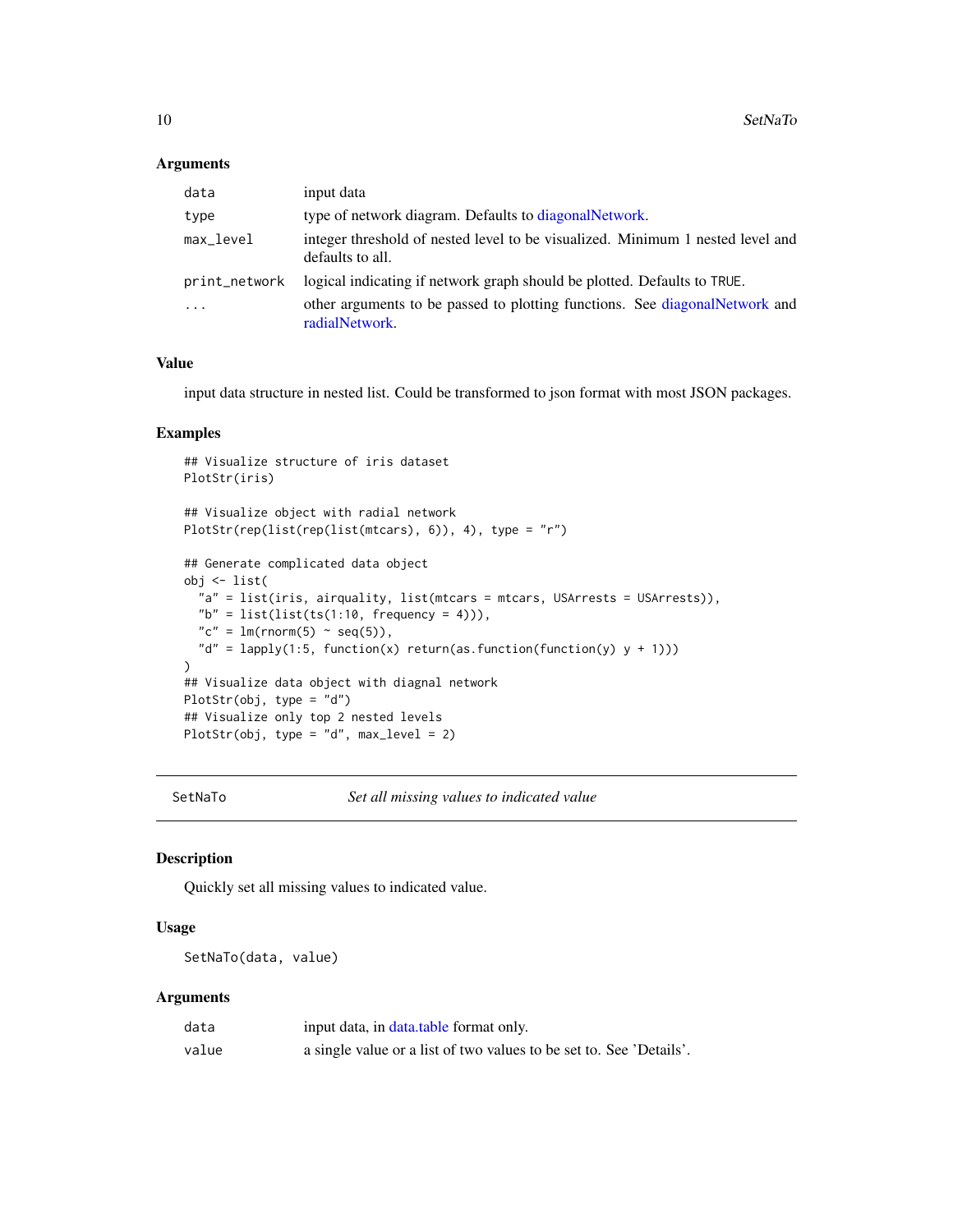### Arguments

| | |
|---|---|
| data | input data |
| type | type of network diagram. Defaults to diagonalNetwork. |
| max_level | integer threshold of nested level to be visualized. Minimum 1 nested level and defaults to all. |
| print_network | logical indicating if network graph should be plotted. Defaults to TRUE. |
| ... | other arguments to be passed to plotting functions. See diagonalNetwork and radialNetwork. |

### Value

input data structure in nested list. Could be transformed to json format with most JSON packages.

### Examples

```
## Visualize structure of iris dataset
PlotStr(iris)

## Visualize object with radial network
PlotStr(rep(list(rep(list(mtcars), 6)), 4), type = "r")

## Generate complicated data object
obj <- list(
  "a" = list(iris, airquality, list(mtcars = mtcars, USArrests = USArrests)),
  "b" = list(list(ts(1:10, frequency = 4))),
  "c" = lm(rnorm(5) ~ seq(5)),
  "d" = lapply(1:5, function(x) return(as.function(function(y) y + 1)))
)
## Visualize data object with diagnal network
PlotStr(obj, type = "d")
## Visualize only top 2 nested levels
PlotStr(obj, type = "d", max_level = 2)
```

---

## SetNaTo — *Set all missing values to indicated value*

---

### Description

Quickly set all missing values to indicated value.

### Usage

```
SetNaTo(data, value)
```

### Arguments

| | |
|---|---|
| data | input data, in data.table format only. |
| value | a single value or a list of two values to be set to. See 'Details'. |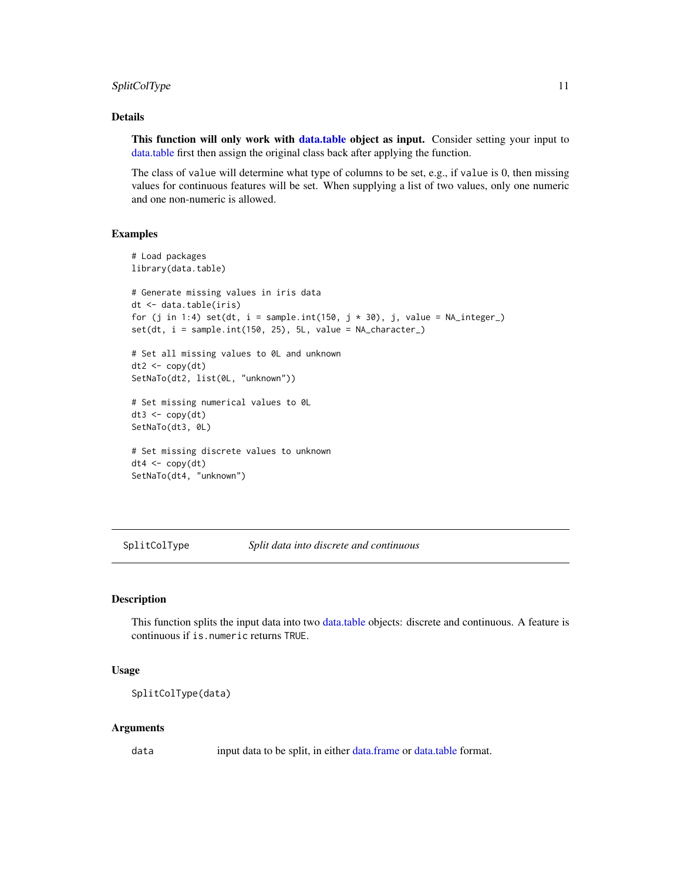### Details

**This function will only work with data.table object as input.** Consider setting your input to data.table first then assign the original class back after applying the function.

The class of `value` will determine what type of columns to be set, e.g., if `value` is 0, then missing values for continuous features will be set. When supplying a list of two values, only one numeric and one non-numeric is allowed.

### Examples

```
# Load packages
library(data.table)

# Generate missing values in iris data
dt <- data.table(iris)
for (j in 1:4) set(dt, i = sample.int(150, j * 30), j, value = NA_integer_)
set(dt, i = sample.int(150, 25), 5L, value = NA_character_)

# Set all missing values to 0L and unknown
dt2 <- copy(dt)
SetNaTo(dt2, list(0L, "unknown"))

# Set missing numerical values to 0L
dt3 <- copy(dt)
SetNaTo(dt3, 0L)

# Set missing discrete values to unknown
dt4 <- copy(dt)
SetNaTo(dt4, "unknown")
```

---

## SplitColType — *Split data into discrete and continuous*

### Description

This function splits the input data into two data.table objects: discrete and continuous. A feature is continuous if `is.numeric` returns `TRUE`.

### Usage

```
SplitColType(data)
```

### Arguments

| | |
|---|---|
| `data` | input data to be split, in either data.frame or data.table format. |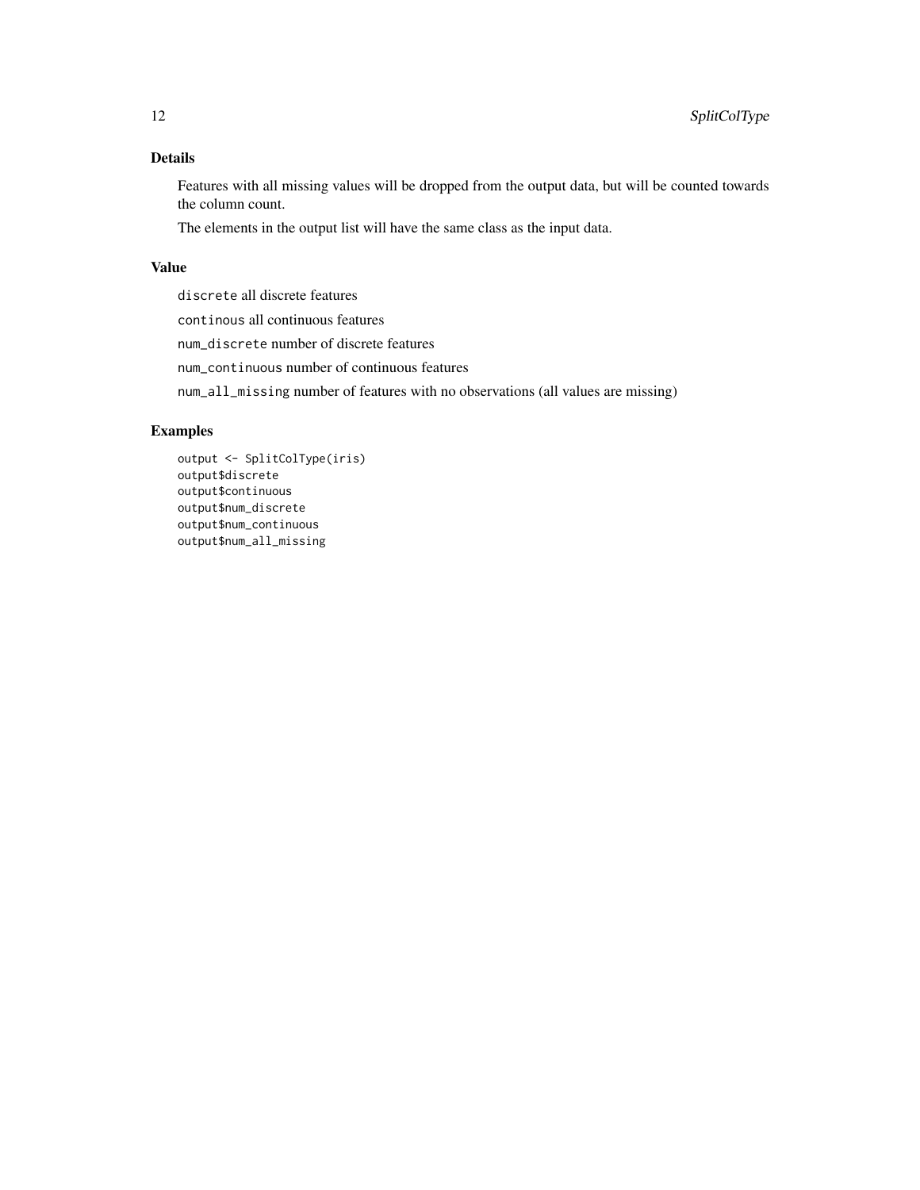## Details

Features with all missing values will be dropped from the output data, but will be counted towards the column count.

The elements in the output list will have the same class as the input data.

## Value

`discrete` all discrete features

`continous` all continuous features

`num_discrete` number of discrete features

`num_continuous` number of continuous features

`num_all_missing` number of features with no observations (all values are missing)

## Examples

```
output <- SplitColType(iris)
output$discrete
output$continuous
output$num_discrete
output$num_continuous
output$num_all_missing
```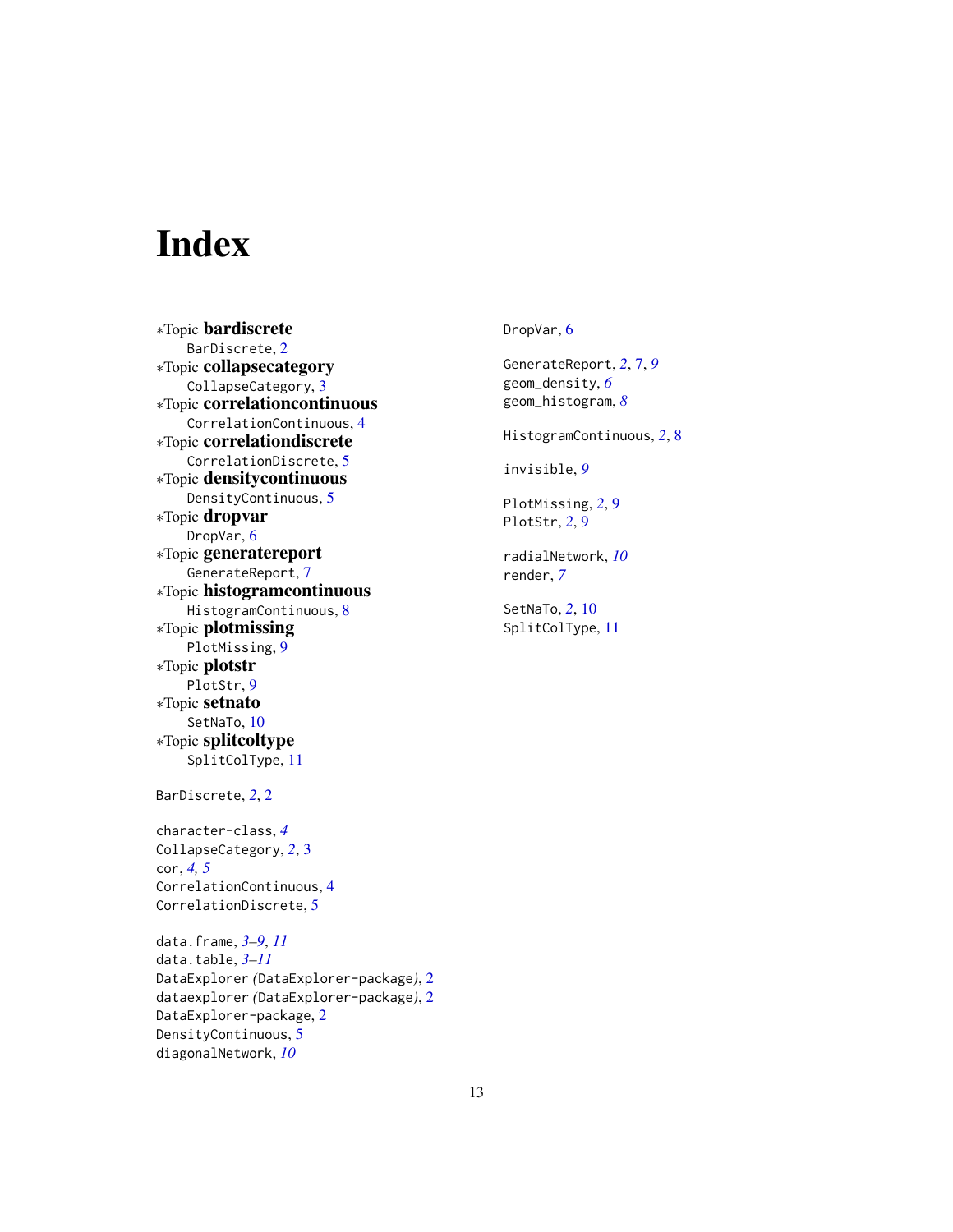# Index

∗Topic **bardiscrete**
  BarDiscrete, 2
∗Topic **collapsecategory**
  CollapseCategory, 3
∗Topic **correlationcontinuous**
  CorrelationContinuous, 4
∗Topic **correlationdiscrete**
  CorrelationDiscrete, 5
∗Topic **densitycontinuous**
  DensityContinuous, 5
∗Topic **dropvar**
  DropVar, 6
∗Topic **generatereport**
  GenerateReport, 7
∗Topic **histogramcontinuous**
  HistogramContinuous, 8
∗Topic **plotmissing**
  PlotMissing, 9
∗Topic **plotstr**
  PlotStr, 9
∗Topic **setnato**
  SetNaTo, 10
∗Topic **splitcoltype**
  SplitColType, 11

BarDiscrete, *2*, 2

character-class, *4*
CollapseCategory, *2*, 3
cor, *4, 5*
CorrelationContinuous, 4
CorrelationDiscrete, 5

data.frame, *3–9*, *11*
data.table, *3–11*
DataExplorer *(*DataExplorer-package*)*, 2
dataexplorer *(*DataExplorer-package*)*, 2
DataExplorer-package, 2
DensityContinuous, 5
diagonalNetwork, *10*

DropVar, 6

GenerateReport, *2*, 7, *9*
geom_density, *6*
geom_histogram, *8*

HistogramContinuous, *2*, 8

invisible, *9*

PlotMissing, *2*, 9
PlotStr, *2*, 9

radialNetwork, *10*
render, *7*

SetNaTo, *2*, 10
SplitColType, 11